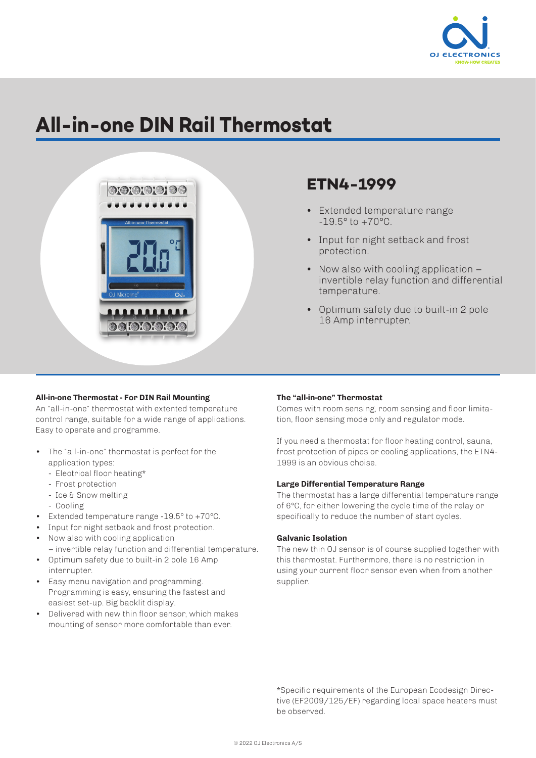# All-in-one DIN Rail Thermostat

## ETN4-1999

- Extended temperature range -19.5° to +70°C.
- Input for night setback and frost protection.
- Now also with cooling application – invertible relay function and differential temperature.
- Optimum safety due to built-in 2 pole 16 Amp interrupter.

### All-in-one Thermostat - For DIN Rail Mounting

An "all-in-one" thermostat with extented temperature control range, suitable for a wide range of applications. Easy to operate and programme.

- The "all-in-one" thermostat is perfect for the application types:
  - Electrical floor heating*
  - Frost protection
  - Ice & Snow melting
  - Cooling
- Extended temperature range -19.5° to +70°C.
- Input for night setback and frost protection.
- Now also with cooling application – invertible relay function and differential temperature.
- Optimum safety due to built-in 2 pole 16 Amp interrupter.
- Easy menu navigation and programming. Programming is easy, ensuring the fastest and easiest set-up. Big backlit display.
- Delivered with new thin floor sensor, which makes mounting of sensor more comfortable than ever.

### The "all-in-one" Thermostat

Comes with room sensing, room sensing and floor limitation, floor sensing mode only and regulator mode.

If you need a thermostat for floor heating control, sauna, frost protection of pipes or cooling applications, the ETN4-1999 is an obvious choise.

### Large Differential Temperature Range

The thermostat has a large differential temperature range of 6°C, for either lowering the cycle time of the relay or specifically to reduce the number of start cycles.

### Galvanic Isolation

The new thin OJ sensor is of course supplied together with this thermostat. Furthermore, there is no restriction in using your current floor sensor even when from another supplier.

*Specific requirements of the European Ecodesign Directive (EF2009/125/EF) regarding local space heaters must be observed.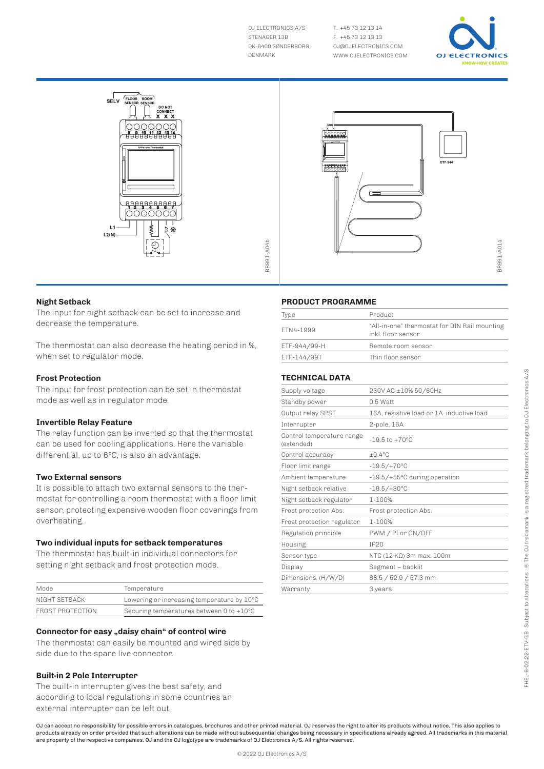OJ ELECTRONICS A/S
STENAGER 13B
DK-6400 SØNDERBORG
DENMARK

T. +45 73 12 13 14
F. +45 73 12 13 13
OJ@OJELECTRONICS.COM
WWW.OJELECTRONICS.COM

SELV
FLOOR SENSOR
ROOM SENSOR
DO NOT CONNECT
X X X
8 9 10 11 12 13 14
1 2 3 4 5 6 7
L1
L2(N)

BR991-A04b

ETF-944

BR991-A01a

### Night Setback

The input for night setback can be set to increase and decrease the temperature.

The thermostat can also decrease the heating period in %, when set to regulator mode.

### Frost Protection

The input for frost protection can be set in thermostat mode as well as in regulator mode.

### Invertible Relay Feature

The relay function can be inverted so that the thermostat can be used for cooling applications. Here the variable differential, up to 6°C, is also an advantage.

### Two External sensors

It is possible to attach two external sensors to the thermostat for controlling a room thermostat with a floor limit sensor, protecting expensive wooden floor coverings from overheating.

### Two individual inputs for setback temperatures

The thermostat has built-in individual connectors for setting night setback and frost protection mode.

| Mode | Temperature |
|---|---|
| NIGHT SETBACK | Lowering or increasing temperature by 10°C |
| FROST PROTECTION | Securing temperatures between 0 to +10°C |

### Connector for easy „daisy chain“ of control wire

The thermostat can easily be mounted and wired side by side due to the spare live connector.

### Built-in 2 Pole Interrupter

The built-in interrupter gives the best safety, and according to local regulations in some countries an external interrupter can be left out.

## PRODUCT PROGRAMME

| Type | Product |
|---|---|
| ETN4-1999 | "All-in-one" thermostat for DIN Rail mounting inkl. floor sensor |
| ETF-944/99-H | Remote room sensor |
| ETF-144/99T | Thin floor sensor |

## TECHNICAL DATA

| | |
|---|---|
| Supply voltage | 230V AC ±10% 50/60Hz |
| Standby power | 0.5 Watt |
| Output relay SPST | 16A, resistive load or 1A inductive load |
| Interrupter | 2-pole, 16A |
| Control temperature range (extended) | -19.5 to +70°C |
| Control accuracy | ±0.4°C |
| Floor limit range | -19.5/+70°C |
| Ambient temperature | -19.5/+55°C during operation |
| Night setback relative | -19.5/+30°C |
| Night setback regulator | 1-100% |
| Frost protection Abs. | Frost protection Abs. |
| Frost protection regulator | 1-100% |
| Regulation principle | PWM / PI or ON/OFF |
| Housing | IP20 |
| Sensor type | NTC (12 KΩ) 3m max. 100m |
| Display | Segment – backlit |
| Dimensions, (H/W/D) | 88.5 / 52.9 / 57.3 mm |
| Warranty | 3 years |

FHEL-6-02 22-ETV-GB · Subject to alterations · ® The OJ trademark is a registred trademark belonging to OJ Electronics A/S

OJ can accept no responsibility for possible errors in catalogues, brochures and other printed material. OJ reserves the right to alter its products without notice. This also applies to products already on order provided that such alterations can be made without subsequential changes being necessary in specifications already agreed. All trademarks in this material are property of the respective companies. OJ and the OJ logotype are trademarks of OJ Electronics A/S. All rights reserved.

© 2022 OJ Electronics A/S